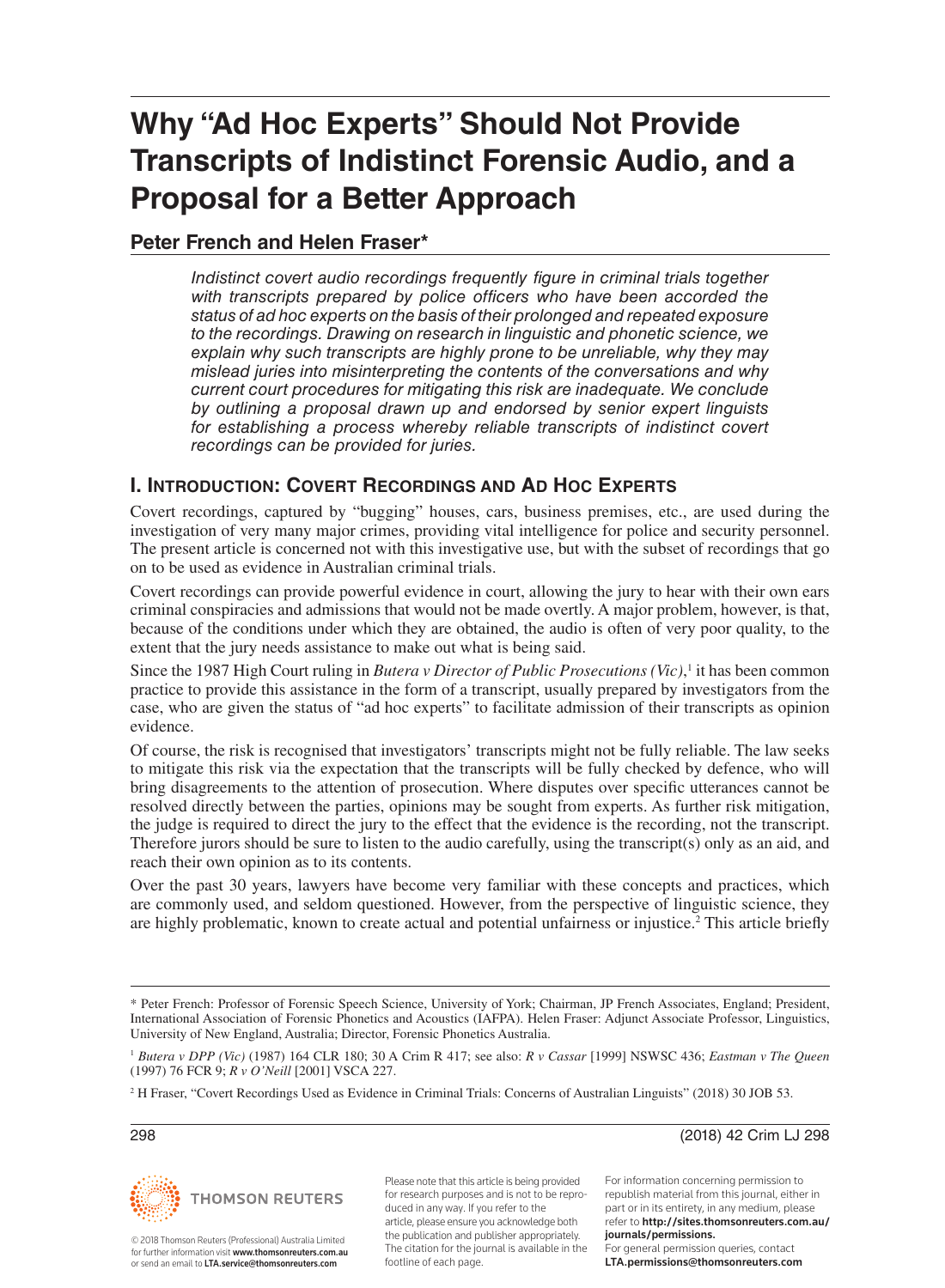# Why "Ad Hoc Experts" Should Not Provide Transcripts of Indistinct Forensic Audio, and a Proposal for a Better Approach

## Peter French and Helen Fraser*

*Indistinct covert audio recordings frequently figure in criminal trials together with transcripts prepared by police officers who have been accorded the status of ad hoc experts on the basis of their prolonged and repeated exposure to the recordings. Drawing on research in linguistic and phonetic science, we explain why such transcripts are highly prone to be unreliable, why they may mislead juries into misinterpreting the contents of the conversations and why current court procedures for mitigating this risk are inadequate. We conclude by outlining a proposal drawn up and endorsed by senior expert linguists for establishing a process whereby reliable transcripts of indistinct covert recordings can be provided for juries.*

## I. Introduction: Covert Recordings and Ad Hoc Experts

Covert recordings, captured by "bugging" houses, cars, business premises, etc., are used during the investigation of very many major crimes, providing vital intelligence for police and security personnel. The present article is concerned not with this investigative use, but with the subset of recordings that go on to be used as evidence in Australian criminal trials.

Covert recordings can provide powerful evidence in court, allowing the jury to hear with their own ears criminal conspiracies and admissions that would not be made overtly. A major problem, however, is that, because of the conditions under which they are obtained, the audio is often of very poor quality, to the extent that the jury needs assistance to make out what is being said.

Since the 1987 High Court ruling in *Butera v Director of Public Prosecutions (Vic)*,[1] it has been common practice to provide this assistance in the form of a transcript, usually prepared by investigators from the case, who are given the status of "ad hoc experts" to facilitate admission of their transcripts as opinion evidence.

Of course, the risk is recognised that investigators' transcripts might not be fully reliable. The law seeks to mitigate this risk via the expectation that the transcripts will be fully checked by defence, who will bring disagreements to the attention of prosecution. Where disputes over specific utterances cannot be resolved directly between the parties, opinions may be sought from experts. As further risk mitigation, the judge is required to direct the jury to the effect that the evidence is the recording, not the transcript. Therefore jurors should be sure to listen to the audio carefully, using the transcript(s) only as an aid, and reach their own opinion as to its contents.

Over the past 30 years, lawyers have become very familiar with these concepts and practices, which are commonly used, and seldom questioned. However, from the perspective of linguistic science, they are highly problematic, known to create actual and potential unfairness or injustice.[2] This article briefly

---

\* Peter French: Professor of Forensic Speech Science, University of York; Chairman, JP French Associates, England; President, International Association of Forensic Phonetics and Acoustics (IAFPA). Helen Fraser: Adjunct Associate Professor, Linguistics, University of New England, Australia; Director, Forensic Phonetics Australia.

[1] *Butera v DPP (Vic)* (1987) 164 CLR 180; 30 A Crim R 417; see also: *R v Cassar* [1999] NSWSC 436; *Eastman v The Queen* (1997) 76 FCR 9; *R v O'Neill* [2001] VSCA 227.

[2] H Fraser, "Covert Recordings Used as Evidence in Criminal Trials: Concerns of Australian Linguists" (2018) 30 JOB 53.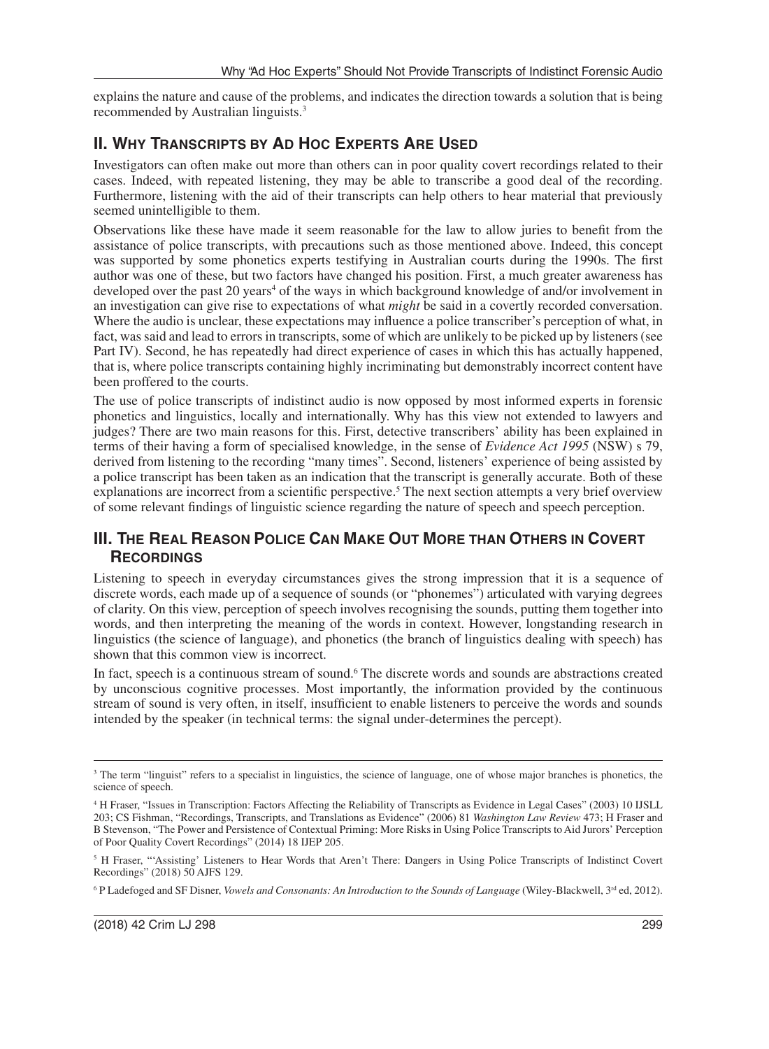explains the nature and cause of the problems, and indicates the direction towards a solution that is being recommended by Australian linguists.[3]

## II. Why Transcripts by Ad Hoc Experts Are Used

Investigators can often make out more than others can in poor quality covert recordings related to their cases. Indeed, with repeated listening, they may be able to transcribe a good deal of the recording. Furthermore, listening with the aid of their transcripts can help others to hear material that previously seemed unintelligible to them.

Observations like these have made it seem reasonable for the law to allow juries to benefit from the assistance of police transcripts, with precautions such as those mentioned above. Indeed, this concept was supported by some phonetics experts testifying in Australian courts during the 1990s. The first author was one of these, but two factors have changed his position. First, a much greater awareness has developed over the past 20 years[4] of the ways in which background knowledge of and/or involvement in an investigation can give rise to expectations of what *might* be said in a covertly recorded conversation. Where the audio is unclear, these expectations may influence a police transcriber's perception of what, in fact, was said and lead to errors in transcripts, some of which are unlikely to be picked up by listeners (see Part IV). Second, he has repeatedly had direct experience of cases in which this has actually happened, that is, where police transcripts containing highly incriminating but demonstrably incorrect content have been proffered to the courts.

The use of police transcripts of indistinct audio is now opposed by most informed experts in forensic phonetics and linguistics, locally and internationally. Why has this view not extended to lawyers and judges? There are two main reasons for this. First, detective transcribers' ability has been explained in terms of their having a form of specialised knowledge, in the sense of *Evidence Act 1995* (NSW) s 79, derived from listening to the recording "many times". Second, listeners' experience of being assisted by a police transcript has been taken as an indication that the transcript is generally accurate. Both of these explanations are incorrect from a scientific perspective.[5] The next section attempts a very brief overview of some relevant findings of linguistic science regarding the nature of speech and speech perception.

## III. The Real Reason Police Can Make Out More than Others in Covert Recordings

Listening to speech in everyday circumstances gives the strong impression that it is a sequence of discrete words, each made up of a sequence of sounds (or "phonemes") articulated with varying degrees of clarity. On this view, perception of speech involves recognising the sounds, putting them together into words, and then interpreting the meaning of the words in context. However, longstanding research in linguistics (the science of language), and phonetics (the branch of linguistics dealing with speech) has shown that this common view is incorrect.

In fact, speech is a continuous stream of sound.[6] The discrete words and sounds are abstractions created by unconscious cognitive processes. Most importantly, the information provided by the continuous stream of sound is very often, in itself, insufficient to enable listeners to perceive the words and sounds intended by the speaker (in technical terms: the signal under-determines the percept).

---

[3] The term "linguist" refers to a specialist in linguistics, the science of language, one of whose major branches is phonetics, the science of speech.

[4] H Fraser, "Issues in Transcription: Factors Affecting the Reliability of Transcripts as Evidence in Legal Cases" (2003) 10 IJSLL 203; CS Fishman, "Recordings, Transcripts, and Translations as Evidence" (2006) 81 *Washington Law Review* 473; H Fraser and B Stevenson, "The Power and Persistence of Contextual Priming: More Risks in Using Police Transcripts to Aid Jurors' Perception of Poor Quality Covert Recordings" (2014) 18 IJEP 205.

[5] H Fraser, "'Assisting' Listeners to Hear Words that Aren't There: Dangers in Using Police Transcripts of Indistinct Covert Recordings" (2018) 50 AJFS 129.

[6] P Ladefoged and SF Disner, *Vowels and Consonants: An Introduction to the Sounds of Language* (Wiley-Blackwell, 3rd ed, 2012).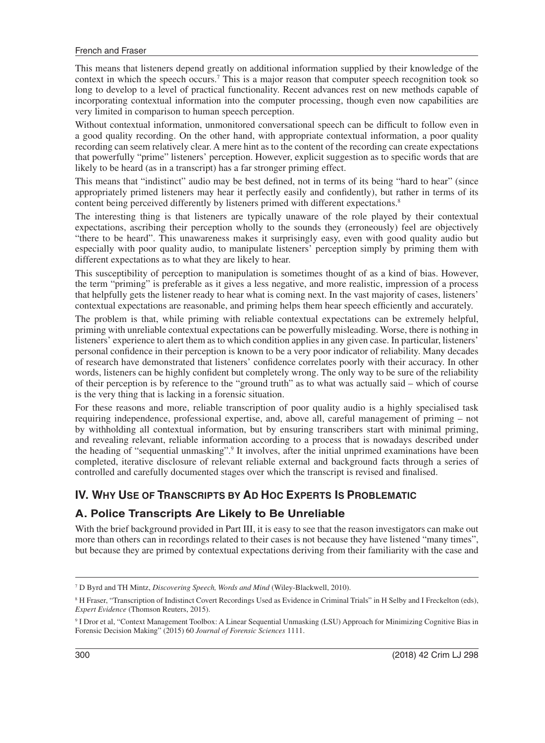This means that listeners depend greatly on additional information supplied by their knowledge of the context in which the speech occurs.[7] This is a major reason that computer speech recognition took so long to develop to a level of practical functionality. Recent advances rest on new methods capable of incorporating contextual information into the computer processing, though even now capabilities are very limited in comparison to human speech perception.

Without contextual information, unmonitored conversational speech can be difficult to follow even in a good quality recording. On the other hand, with appropriate contextual information, a poor quality recording can seem relatively clear. A mere hint as to the content of the recording can create expectations that powerfully "prime" listeners' perception. However, explicit suggestion as to specific words that are likely to be heard (as in a transcript) has a far stronger priming effect.

This means that "indistinct" audio may be best defined, not in terms of its being "hard to hear" (since appropriately primed listeners may hear it perfectly easily and confidently), but rather in terms of its content being perceived differently by listeners primed with different expectations.[8]

The interesting thing is that listeners are typically unaware of the role played by their contextual expectations, ascribing their perception wholly to the sounds they (erroneously) feel are objectively "there to be heard". This unawareness makes it surprisingly easy, even with good quality audio but especially with poor quality audio, to manipulate listeners' perception simply by priming them with different expectations as to what they are likely to hear.

This susceptibility of perception to manipulation is sometimes thought of as a kind of bias. However, the term "priming" is preferable as it gives a less negative, and more realistic, impression of a process that helpfully gets the listener ready to hear what is coming next. In the vast majority of cases, listeners' contextual expectations are reasonable, and priming helps them hear speech efficiently and accurately.

The problem is that, while priming with reliable contextual expectations can be extremely helpful, priming with unreliable contextual expectations can be powerfully misleading. Worse, there is nothing in listeners' experience to alert them as to which condition applies in any given case. In particular, listeners' personal confidence in their perception is known to be a very poor indicator of reliability. Many decades of research have demonstrated that listeners' confidence correlates poorly with their accuracy. In other words, listeners can be highly confident but completely wrong. The only way to be sure of the reliability of their perception is by reference to the "ground truth" as to what was actually said – which of course is the very thing that is lacking in a forensic situation.

For these reasons and more, reliable transcription of poor quality audio is a highly specialised task requiring independence, professional expertise, and, above all, careful management of priming – not by withholding all contextual information, but by ensuring transcribers start with minimal priming, and revealing relevant, reliable information according to a process that is nowadays described under the heading of "sequential unmasking".[9] It involves, after the initial unprimed examinations have been completed, iterative disclosure of relevant reliable external and background facts through a series of controlled and carefully documented stages over which the transcript is revised and finalised.

## IV. Why Use of Transcripts by Ad Hoc Experts Is Problematic

### A. Police Transcripts Are Likely to Be Unreliable

With the brief background provided in Part III, it is easy to see that the reason investigators can make out more than others can in recordings related to their cases is not because they have listened "many times", but because they are primed by contextual expectations deriving from their familiarity with the case and

---

[7] D Byrd and TH Mintz, *Discovering Speech, Words and Mind* (Wiley-Blackwell, 2010).

[8] H Fraser, "Transcription of Indistinct Covert Recordings Used as Evidence in Criminal Trials" in H Selby and I Freckelton (eds), *Expert Evidence* (Thomson Reuters, 2015).

[9] I Dror et al, "Context Management Toolbox: A Linear Sequential Unmasking (LSU) Approach for Minimizing Cognitive Bias in Forensic Decision Making" (2015) 60 *Journal of Forensic Sciences* 1111.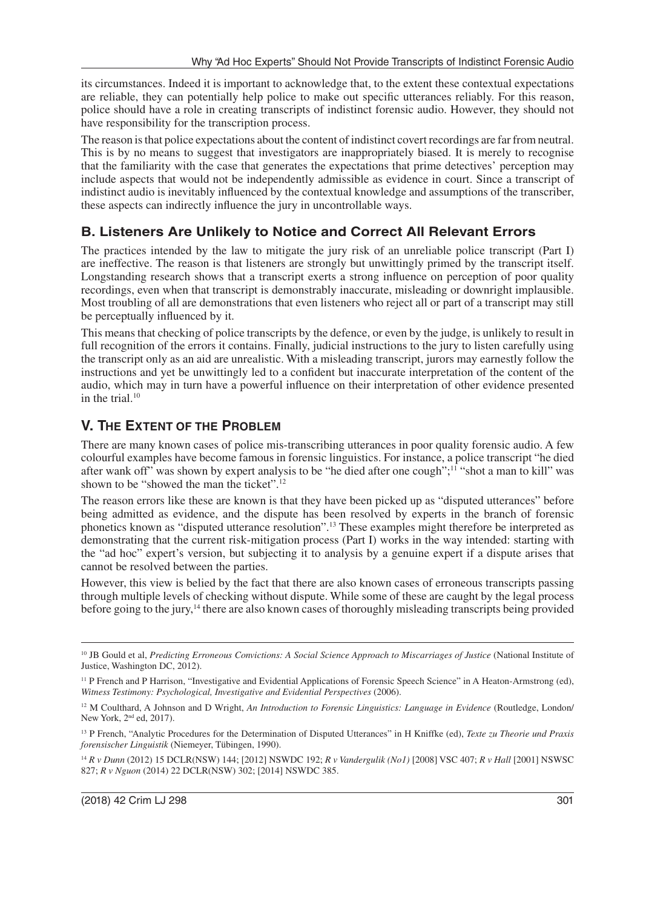its circumstances. Indeed it is important to acknowledge that, to the extent these contextual expectations are reliable, they can potentially help police to make out specific utterances reliably. For this reason, police should have a role in creating transcripts of indistinct forensic audio. However, they should not have responsibility for the transcription process.

The reason is that police expectations about the content of indistinct covert recordings are far from neutral. This is by no means to suggest that investigators are inappropriately biased. It is merely to recognise that the familiarity with the case that generates the expectations that prime detectives' perception may include aspects that would not be independently admissible as evidence in court. Since a transcript of indistinct audio is inevitably influenced by the contextual knowledge and assumptions of the transcriber, these aspects can indirectly influence the jury in uncontrollable ways.

### B. Listeners Are Unlikely to Notice and Correct All Relevant Errors

The practices intended by the law to mitigate the jury risk of an unreliable police transcript (Part I) are ineffective. The reason is that listeners are strongly but unwittingly primed by the transcript itself. Longstanding research shows that a transcript exerts a strong influence on perception of poor quality recordings, even when that transcript is demonstrably inaccurate, misleading or downright implausible. Most troubling of all are demonstrations that even listeners who reject all or part of a transcript may still be perceptually influenced by it.

This means that checking of police transcripts by the defence, or even by the judge, is unlikely to result in full recognition of the errors it contains. Finally, judicial instructions to the jury to listen carefully using the transcript only as an aid are unrealistic. With a misleading transcript, jurors may earnestly follow the instructions and yet be unwittingly led to a confident but inaccurate interpretation of the content of the audio, which may in turn have a powerful influence on their interpretation of other evidence presented in the trial.[10]

## V. The Extent of the Problem

There are many known cases of police mis-transcribing utterances in poor quality forensic audio. A few colourful examples have become famous in forensic linguistics. For instance, a police transcript "he died after wank off" was shown by expert analysis to be "he died after one cough";[11] "shot a man to kill" was shown to be "showed the man the ticket".[12]

The reason errors like these are known is that they have been picked up as "disputed utterances" before being admitted as evidence, and the dispute has been resolved by experts in the branch of forensic phonetics known as "disputed utterance resolution".[13] These examples might therefore be interpreted as demonstrating that the current risk-mitigation process (Part I) works in the way intended: starting with the "ad hoc" expert's version, but subjecting it to analysis by a genuine expert if a dispute arises that cannot be resolved between the parties.

However, this view is belied by the fact that there are also known cases of erroneous transcripts passing through multiple levels of checking without dispute. While some of these are caught by the legal process before going to the jury,[14] there are also known cases of thoroughly misleading transcripts being provided

---

[10] JB Gould et al, *Predicting Erroneous Convictions: A Social Science Approach to Miscarriages of Justice* (National Institute of Justice, Washington DC, 2012).

[11] P French and P Harrison, "Investigative and Evidential Applications of Forensic Speech Science" in A Heaton-Armstrong (ed), *Witness Testimony: Psychological, Investigative and Evidential Perspectives* (2006).

[12] M Coulthard, A Johnson and D Wright, *An Introduction to Forensic Linguistics: Language in Evidence* (Routledge, London/New York, 2nd ed, 2017).

[13] P French, "Analytic Procedures for the Determination of Disputed Utterances" in H Kniffke (ed), *Texte zu Theorie und Praxis forensischer Linguistik* (Niemeyer, Tübingen, 1990).

[14] *R v Dunn* (2012) 15 DCLR(NSW) 144; [2012] NSWDC 192; *R v Vandergulik (No1)* [2008] VSC 407; *R v Hall* [2001] NSWSC 827; *R v Nguon* (2014) 22 DCLR(NSW) 302; [2014] NSWDC 385.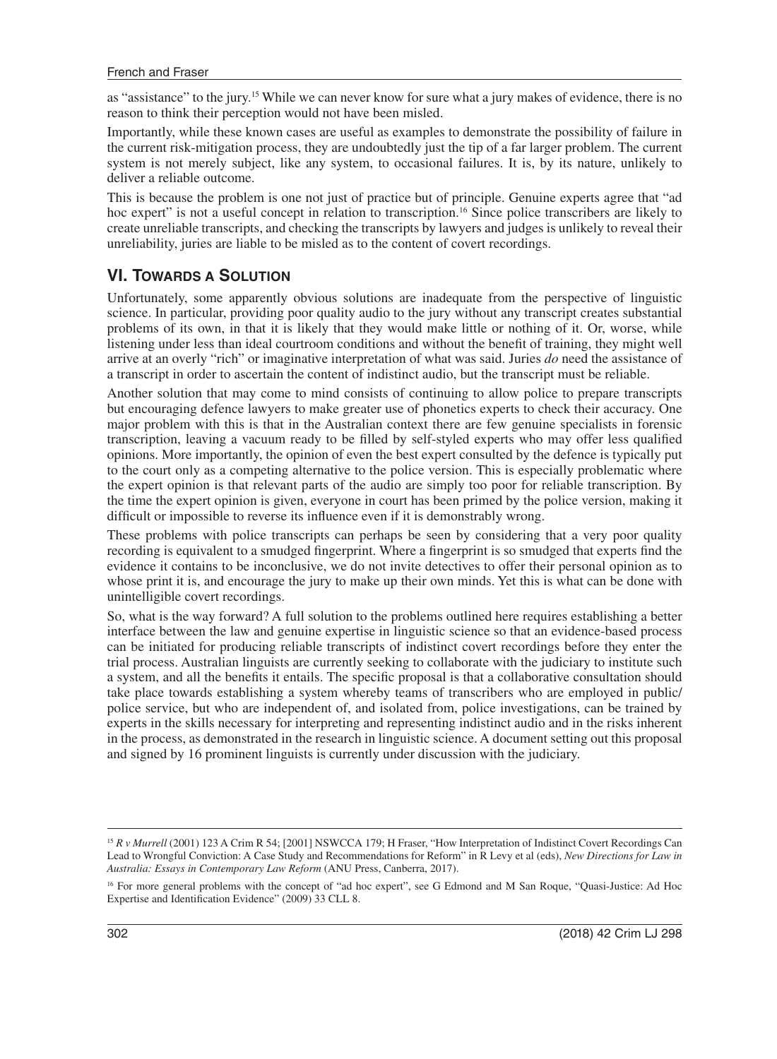as "assistance" to the jury.[15] While we can never know for sure what a jury makes of evidence, there is no reason to think their perception would not have been misled.

Importantly, while these known cases are useful as examples to demonstrate the possibility of failure in the current risk-mitigation process, they are undoubtedly just the tip of a far larger problem. The current system is not merely subject, like any system, to occasional failures. It is, by its nature, unlikely to deliver a reliable outcome.

This is because the problem is one not just of practice but of principle. Genuine experts agree that "ad hoc expert" is not a useful concept in relation to transcription.[16] Since police transcribers are likely to create unreliable transcripts, and checking the transcripts by lawyers and judges is unlikely to reveal their unreliability, juries are liable to be misled as to the content of covert recordings.

## VI. Towards a Solution

Unfortunately, some apparently obvious solutions are inadequate from the perspective of linguistic science. In particular, providing poor quality audio to the jury without any transcript creates substantial problems of its own, in that it is likely that they would make little or nothing of it. Or, worse, while listening under less than ideal courtroom conditions and without the benefit of training, they might well arrive at an overly "rich" or imaginative interpretation of what was said. Juries *do* need the assistance of a transcript in order to ascertain the content of indistinct audio, but the transcript must be reliable.

Another solution that may come to mind consists of continuing to allow police to prepare transcripts but encouraging defence lawyers to make greater use of phonetics experts to check their accuracy. One major problem with this is that in the Australian context there are few genuine specialists in forensic transcription, leaving a vacuum ready to be filled by self-styled experts who may offer less qualified opinions. More importantly, the opinion of even the best expert consulted by the defence is typically put to the court only as a competing alternative to the police version. This is especially problematic where the expert opinion is that relevant parts of the audio are simply too poor for reliable transcription. By the time the expert opinion is given, everyone in court has been primed by the police version, making it difficult or impossible to reverse its influence even if it is demonstrably wrong.

These problems with police transcripts can perhaps be seen by considering that a very poor quality recording is equivalent to a smudged fingerprint. Where a fingerprint is so smudged that experts find the evidence it contains to be inconclusive, we do not invite detectives to offer their personal opinion as to whose print it is, and encourage the jury to make up their own minds. Yet this is what can be done with unintelligible covert recordings.

So, what is the way forward? A full solution to the problems outlined here requires establishing a better interface between the law and genuine expertise in linguistic science so that an evidence-based process can be initiated for producing reliable transcripts of indistinct covert recordings before they enter the trial process. Australian linguists are currently seeking to collaborate with the judiciary to institute such a system, and all the benefits it entails. The specific proposal is that a collaborative consultation should take place towards establishing a system whereby teams of transcribers who are employed in public/police service, but who are independent of, and isolated from, police investigations, can be trained by experts in the skills necessary for interpreting and representing indistinct audio and in the risks inherent in the process, as demonstrated in the research in linguistic science. A document setting out this proposal and signed by 16 prominent linguists is currently under discussion with the judiciary.

---

[15] *R v Murrell* (2001) 123 A Crim R 54; [2001] NSWCCA 179; H Fraser, "How Interpretation of Indistinct Covert Recordings Can Lead to Wrongful Conviction: A Case Study and Recommendations for Reform" in R Levy et al (eds), *New Directions for Law in Australia: Essays in Contemporary Law Reform* (ANU Press, Canberra, 2017).

[16] For more general problems with the concept of "ad hoc expert", see G Edmond and M San Roque, "Quasi-Justice: Ad Hoc Expertise and Identification Evidence" (2009) 33 CLL 8.